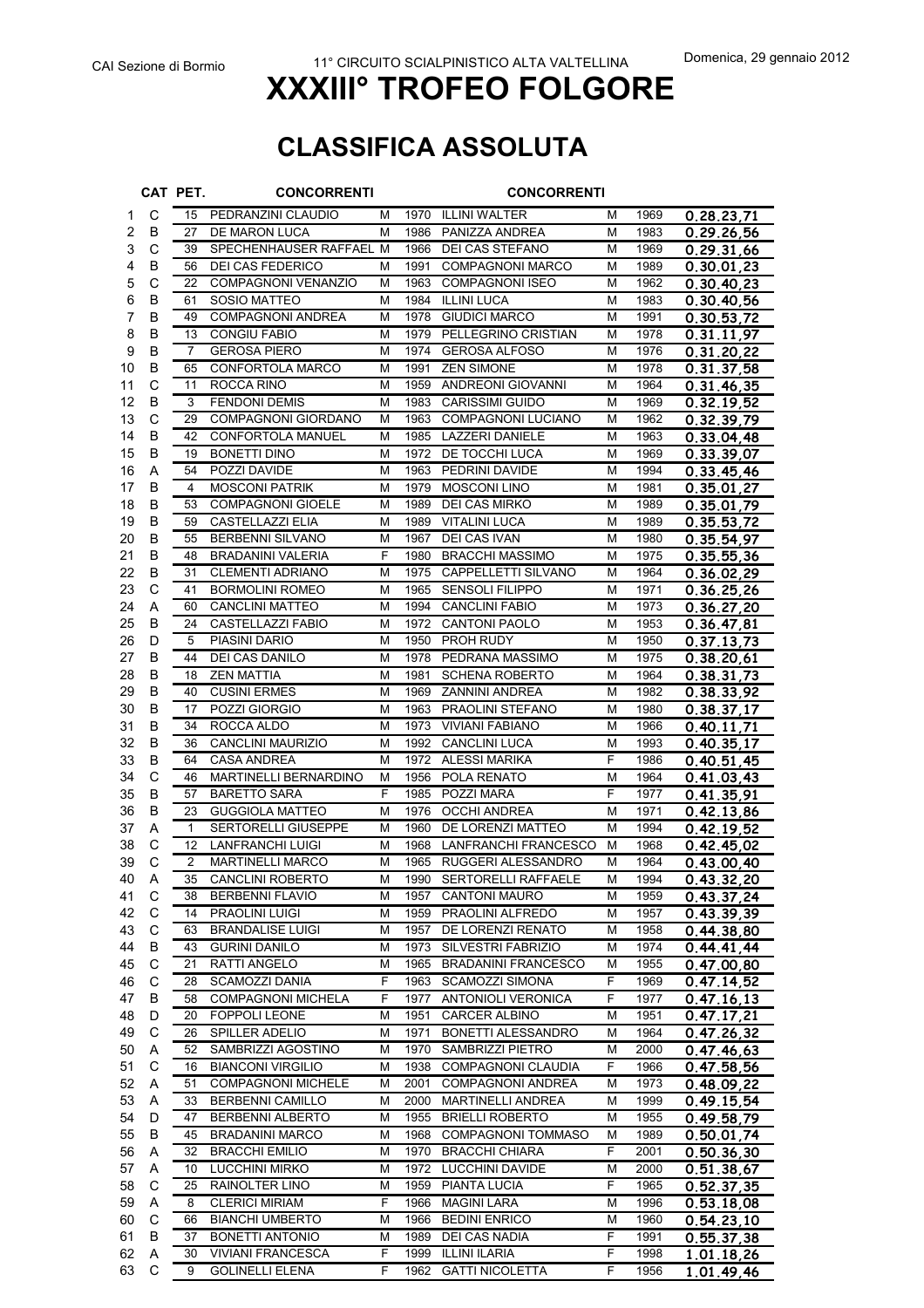CAI Sezione di Bormio

11° CIRCUITO SCIALPINISTICO ALTA VALTELLINA

Domenica, 29 gennaio 2012

# XXXIII° TROFEO FOLGORE

## CLASSIFICA ASSOLUTA

| | CAT | PET. | CONCORRENTI | | | CONCORRENTI | | | |
|---|---|---|---|---|---|---|---|---|---|
| 1 | C | 15 | PEDRANZINI CLAUDIO | M | 1970 | ILLINI WALTER | M | 1969 | 0.28.23,71 |
| 2 | B | 27 | DE MARON LUCA | M | 1986 | PANIZZA ANDREA | M | 1983 | 0.29.26,56 |
| 3 | C | 39 | SPECHENHAUSER RAFFAEL | M | 1966 | DEI CAS STEFANO | M | 1969 | 0.29.31,66 |
| 4 | B | 56 | DEI CAS FEDERICO | M | 1991 | COMPAGNONI MARCO | M | 1989 | 0.30.01,23 |
| 5 | C | 22 | COMPAGNONI VENANZIO | M | 1963 | COMPAGNONI ISEO | M | 1962 | 0.30.40,23 |
| 6 | B | 61 | SOSIO MATTEO | M | 1984 | ILLINI LUCA | M | 1983 | 0.30.40,56 |
| 7 | B | 49 | COMPAGNONI ANDREA | M | 1978 | GIUDICI MARCO | M | 1991 | 0.30.53,72 |
| 8 | B | 13 | CONGIU FABIO | M | 1979 | PELLEGRINO CRISTIAN | M | 1978 | 0.31.11,97 |
| 9 | B | 7 | GEROSA PIERO | M | 1974 | GEROSA ALFOSO | M | 1976 | 0.31.20,22 |
| 10 | B | 65 | CONFORTOLA MARCO | M | 1991 | ZEN SIMONE | M | 1978 | 0.31.37,58 |
| 11 | C | 11 | ROCCA RINO | M | 1959 | ANDREONI GIOVANNI | M | 1964 | 0.31.46,35 |
| 12 | B | 3 | FENDONI DEMIS | M | 1983 | CARISSIMI GUIDO | M | 1969 | 0.32.19,52 |
| 13 | C | 29 | COMPAGNONI GIORDANO | M | 1963 | COMPAGNONI LUCIANO | M | 1962 | 0.32.39,79 |
| 14 | B | 42 | CONFORTOLA MANUEL | M | 1985 | LAZZERI DANIELE | M | 1963 | 0.33.04,48 |
| 15 | B | 19 | BONETTI DINO | M | 1972 | DE TOCCHI LUCA | M | 1969 | 0.33.39,07 |
| 16 | A | 54 | POZZI DAVIDE | M | 1963 | PEDRINI DAVIDE | M | 1994 | 0.33.45,46 |
| 17 | B | 4 | MOSCONI PATRIK | M | 1979 | MOSCONI LINO | M | 1981 | 0.35.01,27 |
| 18 | B | 53 | COMPAGNONI GIOELE | M | 1989 | DEI CAS MIRKO | M | 1989 | 0.35.01,79 |
| 19 | B | 59 | CASTELLAZZI ELIA | M | 1989 | VITALINI LUCA | M | 1989 | 0.35.53,72 |
| 20 | B | 55 | BERBENNI SILVANO | M | 1967 | DEI CAS IVAN | M | 1980 | 0.35.54,97 |
| 21 | B | 48 | BRADANINI VALERIA | F | 1980 | BRACCHI MASSIMO | M | 1975 | 0.35.55,36 |
| 22 | B | 31 | CLEMENTI ADRIANO | M | 1975 | CAPPELLETTI SILVANO | M | 1964 | 0.36.02,29 |
| 23 | C | 41 | BORMOLINI ROMEO | M | 1965 | SENSOLI FILIPPO | M | 1971 | 0.36.25,26 |
| 24 | A | 60 | CANCLINI MATTEO | M | 1994 | CANCLINI FABIO | M | 1973 | 0.36.27,20 |
| 25 | B | 24 | CASTELLAZZI FABIO | M | 1972 | CANTONI PAOLO | M | 1953 | 0.36.47,81 |
| 26 | D | 5 | PIASINI DARIO | M | 1950 | PROH RUDY | M | 1950 | 0.37.13,73 |
| 27 | B | 44 | DEI CAS DANILO | M | 1978 | PEDRANA MASSIMO | M | 1975 | 0.38.20,61 |
| 28 | B | 18 | ZEN MATTIA | M | 1981 | SCHENA ROBERTO | M | 1964 | 0.38.31,73 |
| 29 | B | 40 | CUSINI ERMES | M | 1969 | ZANNINI ANDREA | M | 1982 | 0.38.33,92 |
| 30 | B | 17 | POZZI GIORGIO | M | 1963 | PRAOLINI STEFANO | M | 1980 | 0.38.37,17 |
| 31 | B | 34 | ROCCA ALDO | M | 1973 | VIVIANI FABIANO | M | 1966 | 0.40.11,71 |
| 32 | B | 36 | CANCLINI MAURIZIO | M | 1992 | CANCLINI LUCA | M | 1993 | 0.40.35,17 |
| 33 | B | 64 | CASA ANDREA | M | 1972 | ALESSI MARIKA | F | 1986 | 0.40.51,45 |
| 34 | C | 46 | MARTINELLI BERNARDINO | M | 1956 | POLA RENATO | M | 1964 | 0.41.03,43 |
| 35 | B | 57 | BARETTO SARA | F | 1985 | POZZI MARA | F | 1977 | 0.41.35,91 |
| 36 | B | 23 | GUGGIOLA MATTEO | M | 1976 | OCCHI ANDREA | M | 1971 | 0.42.13,86 |
| 37 | A | 1 | SERTORELLI GIUSEPPE | M | 1960 | DE LORENZI MATTEO | M | 1994 | 0.42.19,52 |
| 38 | C | 12 | LANFRANCHI LUIGI | M | 1968 | LANFRANCHI FRANCESCO | M | 1968 | 0.42.45,02 |
| 39 | C | 2 | MARTINELLI MARCO | M | 1965 | RUGGERI ALESSANDRO | M | 1964 | 0.43.00,40 |
| 40 | A | 35 | CANCLINI ROBERTO | M | 1990 | SERTORELLI RAFFAELE | M | 1994 | 0.43.32,20 |
| 41 | C | 38 | BERBENNI FLAVIO | M | 1957 | CANTONI MAURO | M | 1959 | 0.43.37,24 |
| 42 | C | 14 | PRAOLINI LUIGI | M | 1959 | PRAOLINI ALFREDO | M | 1957 | 0.43.39,39 |
| 43 | C | 63 | BRANDALISE LUIGI | M | 1957 | DE LORENZI RENATO | M | 1958 | 0.44.38,80 |
| 44 | B | 43 | GURINI DANILO | M | 1973 | SILVESTRI FABRIZIO | M | 1974 | 0.44.41,44 |
| 45 | C | 21 | RATTI ANGELO | M | 1965 | BRADANINI FRANCESCO | M | 1955 | 0.47.00,80 |
| 46 | C | 28 | SCAMOZZI DANIA | F | 1963 | SCAMOZZI SIMONA | F | 1969 | 0.47.14,52 |
| 47 | B | 58 | COMPAGNONI MICHELA | F | 1977 | ANTONIOLI VERONICA | F | 1977 | 0.47.16,13 |
| 48 | D | 20 | FOPPOLI LEONE | M | 1951 | CARCER ALBINO | M | 1951 | 0.47.17,21 |
| 49 | C | 26 | SPILLER ADELIO | M | 1971 | BONETTI ALESSANDRO | M | 1964 | 0.47.26,32 |
| 50 | A | 52 | SAMBRIZZI AGOSTINO | M | 1970 | SAMBRIZZI PIETRO | M | 2000 | 0.47.46,63 |
| 51 | C | 16 | BIANCONI VIRGILIO | M | 1938 | COMPAGNONI CLAUDIA | F | 1966 | 0.47.58,56 |
| 52 | A | 51 | COMPAGNONI MICHELE | M | 2001 | COMPAGNONI ANDREA | M | 1973 | 0.48.09,22 |
| 53 | A | 33 | BERBENNI CAMILLO | M | 2000 | MARTINELLI ANDREA | M | 1999 | 0.49.15,54 |
| 54 | D | 47 | BERBENNI ALBERTO | M | 1955 | BRIELLI ROBERTO | M | 1955 | 0.49.58,79 |
| 55 | B | 45 | BRADANINI MARCO | M | 1968 | COMPAGNONI TOMMASO | M | 1989 | 0.50.01,74 |
| 56 | A | 32 | BRACCHI EMILIO | M | 1970 | BRACCHI CHIARA | F | 2001 | 0.50.36,30 |
| 57 | A | 10 | LUCCHINI MIRKO | M | 1972 | LUCCHINI DAVIDE | M | 2000 | 0.51.38,67 |
| 58 | C | 25 | RAINOLTER LINO | M | 1959 | PIANTA LUCIA | F | 1965 | 0.52.37,35 |
| 59 | A | 8 | CLERICI MIRIAM | F | 1966 | MAGINI LARA | M | 1996 | 0.53.18,08 |
| 60 | C | 66 | BIANCHI UMBERTO | M | 1966 | BEDINI ENRICO | M | 1960 | 0.54.23,10 |
| 61 | B | 37 | BONETTI ANTONIO | M | 1989 | DEI CAS NADIA | F | 1991 | 0.55.37,38 |
| 62 | A | 30 | VIVIANI FRANCESCA | F | 1999 | ILLINI ILARIA | F | 1998 | 1.01.18,26 |
| 63 | C | 9 | GOLINELLI ELENA | F | 1962 | GATTI NICOLETTA | F | 1956 | 1.01.49,46 |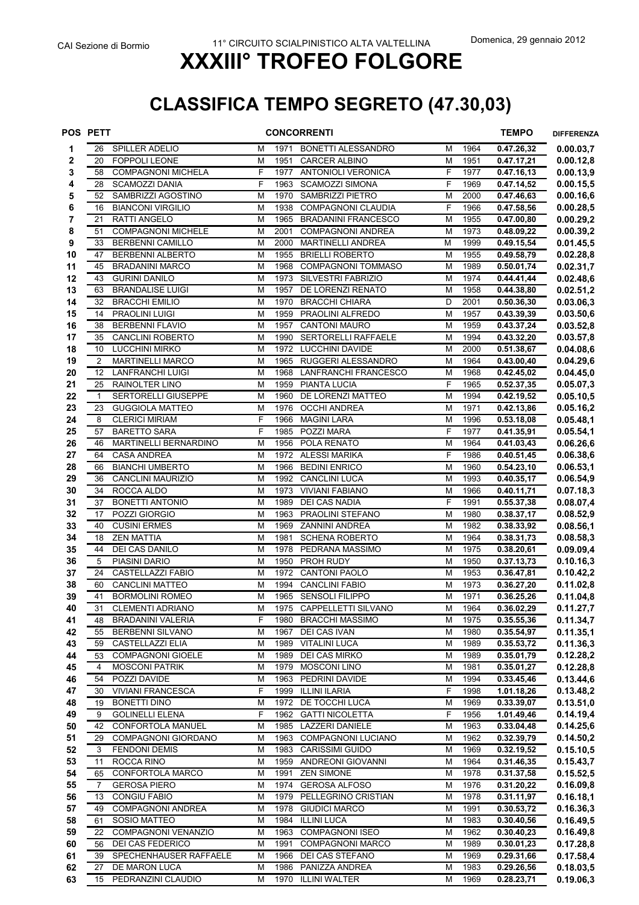CAI Sezione di Bormio

11° CIRCUITO SCIALPINISTICO ALTA VALTELLINA

Domenica, 29 gennaio 2012

# XXXIII° TROFEO FOLGORE

## CLASSIFICA TEMPO SEGRETO (47.30,03)

| POS | PETT | CONCORRENTI | | | | | | TEMPO | DIFFERENZA |
|---|---|---|---|---|---|---|---|---|---|
| 1 | 26 | SPILLER ADELIO | M | 1971 | BONETTI ALESSANDRO | M | 1964 | 0.47.26,32 | 0.00.03,7 |
| 2 | 20 | FOPPOLI LEONE | M | 1951 | CARCER ALBINO | M | 1951 | 0.47.17,21 | 0.00.12,8 |
| 3 | 58 | COMPAGNONI MICHELA | F | 1977 | ANTONIOLI VERONICA | F | 1977 | 0.47.16,13 | 0.00.13,9 |
| 4 | 28 | SCAMOZZI DANIA | F | 1963 | SCAMOZZI SIMONA | F | 1969 | 0.47.14,52 | 0.00.15,5 |
| 5 | 52 | SAMBRIZZI AGOSTINO | M | 1970 | SAMBRIZZI PIETRO | M | 2000 | 0.47.46,63 | 0.00.16,6 |
| 6 | 16 | BIANCONI VIRGILIO | M | 1938 | COMPAGNONI CLAUDIA | F | 1966 | 0.47.58,56 | 0.00.28,5 |
| 7 | 21 | RATTI ANGELO | M | 1965 | BRADANINI FRANCESCO | M | 1955 | 0.47.00,80 | 0.00.29,2 |
| 8 | 51 | COMPAGNONI MICHELE | M | 2001 | COMPAGNONI ANDREA | M | 1973 | 0.48.09,22 | 0.00.39,2 |
| 9 | 33 | BERBENNI CAMILLO | M | 2000 | MARTINELLI ANDREA | M | 1999 | 0.49.15,54 | 0.01.45,5 |
| 10 | 47 | BERBENNI ALBERTO | M | 1955 | BRIELLI ROBERTO | M | 1955 | 0.49.58,79 | 0.02.28,8 |
| 11 | 45 | BRADANINI MARCO | M | 1968 | COMPAGNONI TOMMASO | M | 1989 | 0.50.01,74 | 0.02.31,7 |
| 12 | 43 | GURINI DANILO | M | 1973 | SILVESTRI FABRIZIO | M | 1974 | 0.44.41,44 | 0.02.48,6 |
| 13 | 63 | BRANDALISE LUIGI | M | 1957 | DE LORENZI RENATO | M | 1958 | 0.44.38,80 | 0.02.51,2 |
| 14 | 32 | BRACCHI EMILIO | M | 1970 | BRACCHI CHIARA | D | 2001 | 0.50.36,30 | 0.03.06,3 |
| 15 | 14 | PRAOLINI LUIGI | M | 1959 | PRAOLINI ALFREDO | M | 1957 | 0.43.39,39 | 0.03.50,6 |
| 16 | 38 | BERBENNI FLAVIO | M | 1957 | CANTONI MAURO | M | 1959 | 0.43.37,24 | 0.03.52,8 |
| 17 | 35 | CANCLINI ROBERTO | M | 1990 | SERTORELLI RAFFAELE | M | 1994 | 0.43.32,20 | 0.03.57,8 |
| 18 | 10 | LUCCHINI MIRKO | M | 1972 | LUCCHINI DAVIDE | M | 2000 | 0.51.38,67 | 0.04.08,6 |
| 19 | 2 | MARTINELLI MARCO | M | 1965 | RUGGERI ALESSANDRO | M | 1964 | 0.43.00,40 | 0.04.29,6 |
| 20 | 12 | LANFRANCHI LUIGI | M | 1968 | LANFRANCHI FRANCESCO | M | 1968 | 0.42.45,02 | 0.04.45,0 |
| 21 | 25 | RAINOLTER LINO | M | 1959 | PIANTA LUCIA | F | 1965 | 0.52.37,35 | 0.05.07,3 |
| 22 | 1 | SERTORELLI GIUSEPPE | M | 1960 | DE LORENZI MATTEO | M | 1994 | 0.42.19,52 | 0.05.10,5 |
| 23 | 23 | GUGGIOLA MATTEO | M | 1976 | OCCHI ANDREA | M | 1971 | 0.42.13,86 | 0.05.16,2 |
| 24 | 8 | CLERICI MIRIAM | F | 1966 | MAGINI LARA | M | 1996 | 0.53.18,08 | 0.05.48,1 |
| 25 | 57 | BARETTO SARA | F | 1985 | POZZI MARA | F | 1977 | 0.41.35,91 | 0.05.54,1 |
| 26 | 46 | MARTINELLI BERNARDINO | M | 1956 | POLA RENATO | M | 1964 | 0.41.03,43 | 0.06.26,6 |
| 27 | 64 | CASA ANDREA | M | 1972 | ALESSI MARIKA | F | 1986 | 0.40.51,45 | 0.06.38,6 |
| 28 | 66 | BIANCHI UMBERTO | M | 1966 | BEDINI ENRICO | M | 1960 | 0.54.23,10 | 0.06.53,1 |
| 29 | 36 | CANCLINI MAURIZIO | M | 1992 | CANCLINI LUCA | M | 1993 | 0.40.35,17 | 0.06.54,9 |
| 30 | 34 | ROCCA ALDO | M | 1973 | VIVIANI FABIANO | M | 1966 | 0.40.11,71 | 0.07.18,3 |
| 31 | 37 | BONETTI ANTONIO | M | 1989 | DEI CAS NADIA | F | 1991 | 0.55.37,38 | 0.08.07,4 |
| 32 | 17 | POZZI GIORGIO | M | 1963 | PRAOLINI STEFANO | M | 1980 | 0.38.37,17 | 0.08.52,9 |
| 33 | 40 | CUSINI ERMES | M | 1969 | ZANNINI ANDREA | M | 1982 | 0.38.33,92 | 0.08.56,1 |
| 34 | 18 | ZEN MATTIA | M | 1981 | SCHENA ROBERTO | M | 1964 | 0.38.31,73 | 0.08.58,3 |
| 35 | 44 | DEI CAS DANILO | M | 1978 | PEDRANA MASSIMO | M | 1975 | 0.38.20,61 | 0.09.09,4 |
| 36 | 5 | PIASINI DARIO | M | 1950 | PROH RUDY | M | 1950 | 0.37.13,73 | 0.10.16,3 |
| 37 | 24 | CASTELLAZZI FABIO | M | 1972 | CANTONI PAOLO | M | 1953 | 0.36.47,81 | 0.10.42,2 |
| 38 | 60 | CANCLINI MATTEO | M | 1994 | CANCLINI FABIO | M | 1973 | 0.36.27,20 | 0.11.02,8 |
| 39 | 41 | BORMOLINI ROMEO | M | 1965 | SENSOLI FILIPPO | M | 1971 | 0.36.25,26 | 0.11.04,8 |
| 40 | 31 | CLEMENTI ADRIANO | M | 1975 | CAPPELLETTI SILVANO | M | 1964 | 0.36.02,29 | 0.11.27,7 |
| 41 | 48 | BRADANINI VALERIA | F | 1980 | BRACCHI MASSIMO | M | 1975 | 0.35.55,36 | 0.11.34,7 |
| 42 | 55 | BERBENNI SILVANO | M | 1967 | DEI CAS IVAN | M | 1980 | 0.35.54,97 | 0.11.35,1 |
| 43 | 59 | CASTELLAZZI ELIA | M | 1989 | VITALINI LUCA | M | 1989 | 0.35.53,72 | 0.11.36,3 |
| 44 | 53 | COMPAGNONI GIOELE | M | 1989 | DEI CAS MIRKO | M | 1989 | 0.35.01,79 | 0.12.28,2 |
| 45 | 4 | MOSCONI PATRIK | M | 1979 | MOSCONI LINO | M | 1981 | 0.35.01,27 | 0.12.28,8 |
| 46 | 54 | POZZI DAVIDE | M | 1963 | PEDRINI DAVIDE | M | 1994 | 0.33.45,46 | 0.13.44,6 |
| 47 | 30 | VIVIANI FRANCESCA | F | 1999 | ILLINI ILARIA | F | 1998 | 1.01.18,26 | 0.13.48,2 |
| 48 | 19 | BONETTI DINO | M | 1972 | DE TOCCHI LUCA | M | 1969 | 0.33.39,07 | 0.13.51,0 |
| 49 | 9 | GOLINELLI ELENA | F | 1962 | GATTI NICOLETTA | F | 1956 | 1.01.49,46 | 0.14.19,4 |
| 50 | 42 | CONFORTOLA MANUEL | M | 1985 | LAZZERI DANIELE | M | 1963 | 0.33.04,48 | 0.14.25,6 |
| 51 | 29 | COMPAGNONI GIORDANO | M | 1963 | COMPAGNONI LUCIANO | M | 1962 | 0.32.39,79 | 0.14.50,2 |
| 52 | 3 | FENDONI DEMIS | M | 1983 | CARISSIMI GUIDO | M | 1969 | 0.32.19,52 | 0.15.10,5 |
| 53 | 11 | ROCCA RINO | M | 1959 | ANDREONI GIOVANNI | M | 1964 | 0.31.46,35 | 0.15.43,7 |
| 54 | 65 | CONFORTOLA MARCO | M | 1991 | ZEN SIMONE | M | 1978 | 0.31.37,58 | 0.15.52,5 |
| 55 | 7 | GEROSA PIERO | M | 1974 | GEROSA ALFOSO | M | 1976 | 0.31.20,22 | 0.16.09,8 |
| 56 | 13 | CONGIU FABIO | M | 1979 | PELLEGRINO CRISTIAN | M | 1978 | 0.31.11,97 | 0.16.18,1 |
| 57 | 49 | COMPAGNONI ANDREA | M | 1978 | GIUDICI MARCO | M | 1991 | 0.30.53,72 | 0.16.36,3 |
| 58 | 61 | SOSIO MATTEO | M | 1984 | ILLINI LUCA | M | 1983 | 0.30.40,56 | 0.16.49,5 |
| 59 | 22 | COMPAGNONI VENANZIO | M | 1963 | COMPAGNONI ISEO | M | 1962 | 0.30.40,23 | 0.16.49,8 |
| 60 | 56 | DEI CAS FEDERICO | M | 1991 | COMPAGNONI MARCO | M | 1989 | 0.30.01,23 | 0.17.28,8 |
| 61 | 39 | SPECHENHAUSER RAFFAELE | M | 1966 | DEI CAS STEFANO | M | 1969 | 0.29.31,66 | 0.17.58,4 |
| 62 | 27 | DE MARON LUCA | M | 1986 | PANIZZA ANDREA | M | 1983 | 0.29.26,56 | 0.18.03,5 |
| 63 | 15 | PEDRANZINI CLAUDIO | M | 1970 | ILLINI WALTER | M | 1969 | 0.28.23,71 | 0.19.06,3 |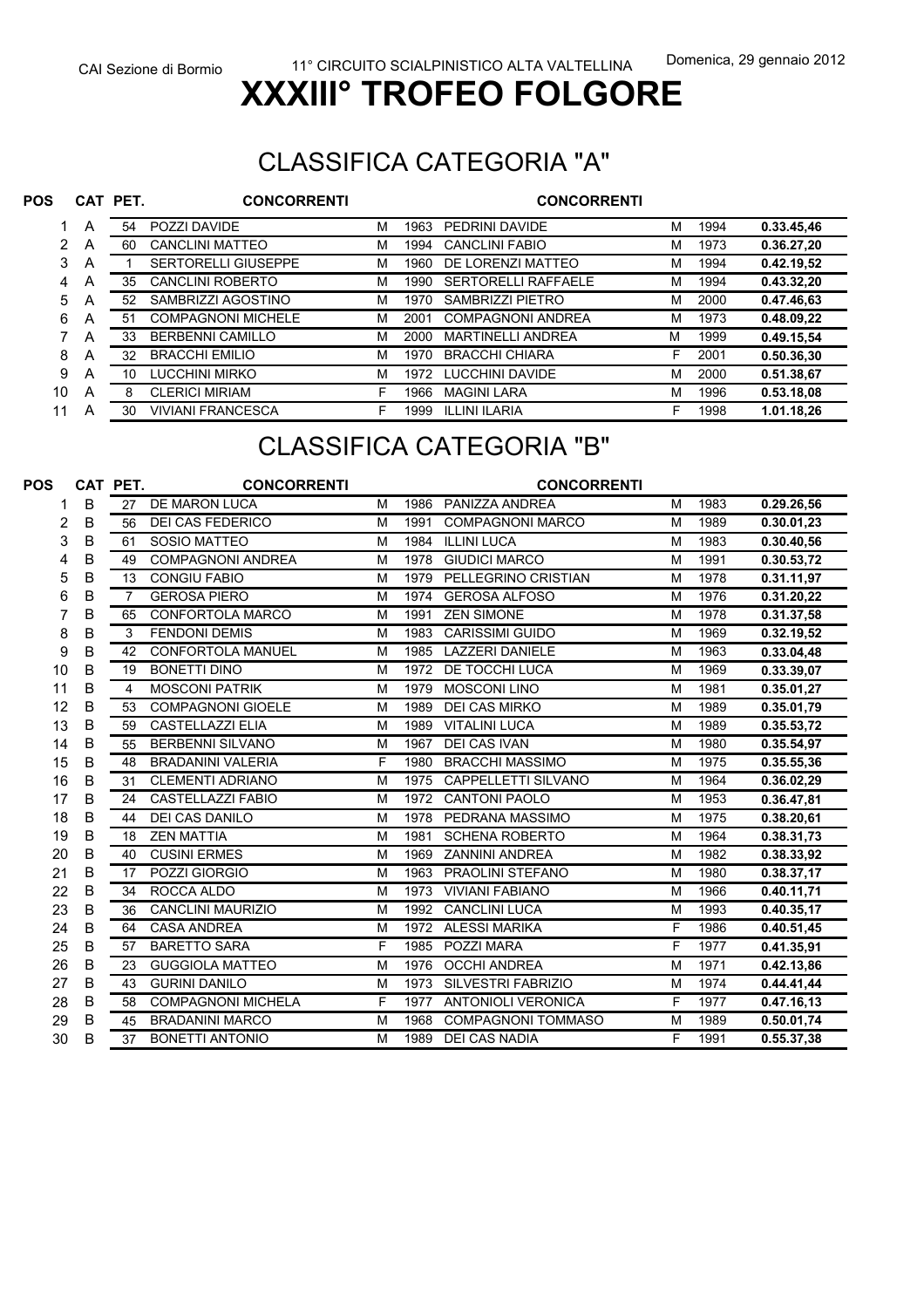CAI Sezione di Bormio — 11° CIRCUITO SCIALPINISTICO ALTA VALTELLINA — Domenica, 29 gennaio 2012

# XXXIII° TROFEO FOLGORE

## CLASSIFICA CATEGORIA "A"

| POS | CAT | PET. | CONCORRENTI | | | CONCORRENTI | | | |
|---|---|---|---|---|---|---|---|---|---|
| 1 | A | 54 | POZZI DAVIDE | M | 1963 | PEDRINI DAVIDE | M | 1994 | **0.33.45,46** |
| 2 | A | 60 | CANCLINI MATTEO | M | 1994 | CANCLINI FABIO | M | 1973 | **0.36.27,20** |
| 3 | A | 1 | SERTORELLI GIUSEPPE | M | 1960 | DE LORENZI MATTEO | M | 1994 | **0.42.19,52** |
| 4 | A | 35 | CANCLINI ROBERTO | M | 1990 | SERTORELLI RAFFAELE | M | 1994 | **0.43.32,20** |
| 5 | A | 52 | SAMBRIZZI AGOSTINO | M | 1970 | SAMBRIZZI PIETRO | M | 2000 | **0.47.46,63** |
| 6 | A | 51 | COMPAGNONI MICHELE | M | 2001 | COMPAGNONI ANDREA | M | 1973 | **0.48.09,22** |
| 7 | A | 33 | BERBENNI CAMILLO | M | 2000 | MARTINELLI ANDREA | M | 1999 | **0.49.15,54** |
| 8 | A | 32 | BRACCHI EMILIO | M | 1970 | BRACCHI CHIARA | F | 2001 | **0.50.36,30** |
| 9 | A | 10 | LUCCHINI MIRKO | M | 1972 | LUCCHINI DAVIDE | M | 2000 | **0.51.38,67** |
| 10 | A | 8 | CLERICI MIRIAM | F | 1966 | MAGINI LARA | M | 1996 | **0.53.18,08** |
| 11 | A | 30 | VIVIANI FRANCESCA | F | 1999 | ILLINI ILARIA | F | 1998 | **1.01.18,26** |

## CLASSIFICA CATEGORIA "B"

| POS | CAT | PET. | CONCORRENTI | | | CONCORRENTI | | | |
|---|---|---|---|---|---|---|---|---|---|
| 1 | B | 27 | DE MARON LUCA | M | 1986 | PANIZZA ANDREA | M | 1983 | **0.29.26,56** |
| 2 | B | 56 | DEI CAS FEDERICO | M | 1991 | COMPAGNONI MARCO | M | 1989 | **0.30.01,23** |
| 3 | B | 61 | SOSIO MATTEO | M | 1984 | ILLINI LUCA | M | 1983 | **0.30.40,56** |
| 4 | B | 49 | COMPAGNONI ANDREA | M | 1978 | GIUDICI MARCO | M | 1991 | **0.30.53,72** |
| 5 | B | 13 | CONGIU FABIO | M | 1979 | PELLEGRINO CRISTIAN | M | 1978 | **0.31.11,97** |
| 6 | B | 7 | GEROSA PIERO | M | 1974 | GEROSA ALFOSO | M | 1976 | **0.31.20,22** |
| 7 | B | 65 | CONFORTOLA MARCO | M | 1991 | ZEN SIMONE | M | 1978 | **0.31.37,58** |
| 8 | B | 3 | FENDONI DEMIS | M | 1983 | CARISSIMI GUIDO | M | 1969 | **0.32.19,52** |
| 9 | B | 42 | CONFORTOLA MANUEL | M | 1985 | LAZZERI DANIELE | M | 1963 | **0.33.04,48** |
| 10 | B | 19 | BONETTI DINO | M | 1972 | DE TOCCHI LUCA | M | 1969 | **0.33.39,07** |
| 11 | B | 4 | MOSCONI PATRIK | M | 1979 | MOSCONI LINO | M | 1981 | **0.35.01,27** |
| 12 | B | 53 | COMPAGNONI GIOELE | M | 1989 | DEI CAS MIRKO | M | 1989 | **0.35.01,79** |
| 13 | B | 59 | CASTELLAZZI ELIA | M | 1989 | VITALINI LUCA | M | 1989 | **0.35.53,72** |
| 14 | B | 55 | BERBENNI SILVANO | M | 1967 | DEI CAS IVAN | M | 1980 | **0.35.54,97** |
| 15 | B | 48 | BRADANINI VALERIA | F | 1980 | BRACCHI MASSIMO | M | 1975 | **0.35.55,36** |
| 16 | B | 31 | CLEMENTI ADRIANO | M | 1975 | CAPPELLETTI SILVANO | M | 1964 | **0.36.02,29** |
| 17 | B | 24 | CASTELLAZZI FABIO | M | 1972 | CANTONI PAOLO | M | 1953 | **0.36.47,81** |
| 18 | B | 44 | DEI CAS DANILO | M | 1978 | PEDRANA MASSIMO | M | 1975 | **0.38.20,61** |
| 19 | B | 18 | ZEN MATTIA | M | 1981 | SCHENA ROBERTO | M | 1964 | **0.38.31,73** |
| 20 | B | 40 | CUSINI ERMES | M | 1969 | ZANNINI ANDREA | M | 1982 | **0.38.33,92** |
| 21 | B | 17 | POZZI GIORGIO | M | 1963 | PRAOLINI STEFANO | M | 1980 | **0.38.37,17** |
| 22 | B | 34 | ROCCA ALDO | M | 1973 | VIVIANI FABIANO | M | 1966 | **0.40.11,71** |
| 23 | B | 36 | CANCLINI MAURIZIO | M | 1992 | CANCLINI LUCA | M | 1993 | **0.40.35,17** |
| 24 | B | 64 | CASA ANDREA | M | 1972 | ALESSI MARIKA | F | 1986 | **0.40.51,45** |
| 25 | B | 57 | BARETTO SARA | F | 1985 | POZZI MARA | F | 1977 | **0.41.35,91** |
| 26 | B | 23 | GUGGIOLA MATTEO | M | 1976 | OCCHI ANDREA | M | 1971 | **0.42.13,86** |
| 27 | B | 43 | GURINI DANILO | M | 1973 | SILVESTRI FABRIZIO | M | 1974 | **0.44.41,44** |
| 28 | B | 58 | COMPAGNONI MICHELA | F | 1977 | ANTONIOLI VERONICA | F | 1977 | **0.47.16,13** |
| 29 | B | 45 | BRADANINI MARCO | M | 1968 | COMPAGNONI TOMMASO | M | 1989 | **0.50.01,74** |
| 30 | B | 37 | BONETTI ANTONIO | M | 1989 | DEI CAS NADIA | F | 1991 | **0.55.37,38** |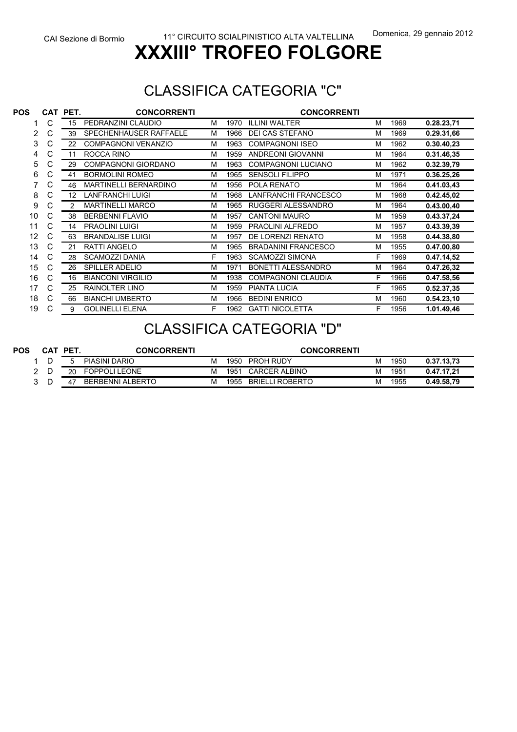CAI Sezione di Bormio

11° CIRCUITO SCIALPINISTICO ALTA VALTELLINA

Domenica, 29 gennaio 2012

# XXXIII° TROFEO FOLGORE

## CLASSIFICA CATEGORIA "C"

| POS | CAT | PET. | CONCORRENTI | | | CONCORRENTI | | | |
|---|---|---|---|---|---|---|---|---|---|
| 1 | C | 15 | PEDRANZINI CLAUDIO | M | 1970 | ILLINI WALTER | M | 1969 | **0.28.23,71** |
| 2 | C | 39 | SPECHENHAUSER RAFFAELE | M | 1966 | DEI CAS STEFANO | M | 1969 | **0.29.31,66** |
| 3 | C | 22 | COMPAGNONI VENANZIO | M | 1963 | COMPAGNONI ISEO | M | 1962 | **0.30.40,23** |
| 4 | C | 11 | ROCCA RINO | M | 1959 | ANDREONI GIOVANNI | M | 1964 | **0.31.46,35** |
| 5 | C | 29 | COMPAGNONI GIORDANO | M | 1963 | COMPAGNONI LUCIANO | M | 1962 | **0.32.39,79** |
| 6 | C | 41 | BORMOLINI ROMEO | M | 1965 | SENSOLI FILIPPO | M | 1971 | **0.36.25,26** |
| 7 | C | 46 | MARTINELLI BERNARDINO | M | 1956 | POLA RENATO | M | 1964 | **0.41.03,43** |
| 8 | C | 12 | LANFRANCHI LUIGI | M | 1968 | LANFRANCHI FRANCESCO | M | 1968 | **0.42.45,02** |
| 9 | C | 2 | MARTINELLI MARCO | M | 1965 | RUGGERI ALESSANDRO | M | 1964 | **0.43.00,40** |
| 10 | C | 38 | BERBENNI FLAVIO | M | 1957 | CANTONI MAURO | M | 1959 | **0.43.37,24** |
| 11 | C | 14 | PRAOLINI LUIGI | M | 1959 | PRAOLINI ALFREDO | M | 1957 | **0.43.39,39** |
| 12 | C | 63 | BRANDALISE LUIGI | M | 1957 | DE LORENZI RENATO | M | 1958 | **0.44.38,80** |
| 13 | C | 21 | RATTI ANGELO | M | 1965 | BRADANINI FRANCESCO | M | 1955 | **0.47.00,80** |
| 14 | C | 28 | SCAMOZZI DANIA | F | 1963 | SCAMOZZI SIMONA | F | 1969 | **0.47.14,52** |
| 15 | C | 26 | SPILLER ADELIO | M | 1971 | BONETTI ALESSANDRO | M | 1964 | **0.47.26,32** |
| 16 | C | 16 | BIANCONI VIRGILIO | M | 1938 | COMPAGNONI CLAUDIA | F | 1966 | **0.47.58,56** |
| 17 | C | 25 | RAINOLTER LINO | M | 1959 | PIANTA LUCIA | F | 1965 | **0.52.37,35** |
| 18 | C | 66 | BIANCHI UMBERTO | M | 1966 | BEDINI ENRICO | M | 1960 | **0.54.23,10** |
| 19 | C | 9 | GOLINELLI ELENA | F | 1962 | GATTI NICOLETTA | F | 1956 | **1.01.49,46** |

## CLASSIFICA CATEGORIA "D"

| POS | CAT | PET. | CONCORRENTI | | | CONCORRENTI | | | |
|---|---|---|---|---|---|---|---|---|---|
| 1 | D | 5 | PIASINI DARIO | M | 1950 | PROH RUDY | M | 1950 | **0.37.13,73** |
| 2 | D | 20 | FOPPOLI LEONE | M | 1951 | CARCER ALBINO | M | 1951 | **0.47.17,21** |
| 3 | D | 47 | BERBENNI ALBERTO | M | 1955 | BRIELLI ROBERTO | M | 1955 | **0.49.58,79** |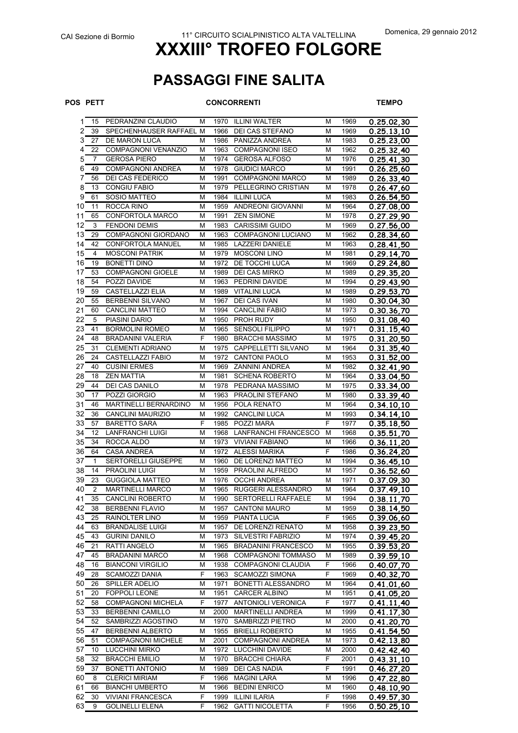CAI Sezione di Bormio

11° CIRCUITO SCIALPINISTICO ALTA VALTELLINA

Domenica, 29 gennaio 2012

# XXXIII° TROFEO FOLGORE

## PASSAGGI FINE SALITA

| POS | PETT | CONCORRENTI | | | | | | TEMPO |
|---|---|---|---|---|---|---|---|---|
| 1 | 15 | PEDRANZINI CLAUDIO | M | 1970 | ILLINI WALTER | M | 1969 | 0.25.02,30 |
| 2 | 39 | SPECHENHAUSER RAFFAEL | M | 1966 | DEI CAS STEFANO | M | 1969 | 0.25.13,10 |
| 3 | 27 | DE MARON LUCA | M | 1986 | PANIZZA ANDREA | M | 1983 | 0.25.23,00 |
| 4 | 22 | COMPAGNONI VENANZIO | M | 1963 | COMPAGNONI ISEO | M | 1962 | 0.25.32,40 |
| 5 | 7 | GEROSA PIERO | M | 1974 | GEROSA ALFOSO | M | 1976 | 0.25.41,30 |
| 6 | 49 | COMPAGNONI ANDREA | M | 1978 | GIUDICI MARCO | M | 1991 | 0.26.25,60 |
| 7 | 56 | DEI CAS FEDERICO | M | 1991 | COMPAGNONI MARCO | M | 1989 | 0.26.33,40 |
| 8 | 13 | CONGIU FABIO | M | 1979 | PELLEGRINO CRISTIAN | M | 1978 | 0.26.47,60 |
| 9 | 61 | SOSIO MATTEO | M | 1984 | ILLINI LUCA | M | 1983 | 0.26.54,50 |
| 10 | 11 | ROCCA RINO | M | 1959 | ANDREONI GIOVANNI | M | 1964 | 0.27.08,00 |
| 11 | 65 | CONFORTOLA MARCO | M | 1991 | ZEN SIMONE | M | 1978 | 0.27.29,90 |
| 12 | 3 | FENDONI DEMIS | M | 1983 | CARISSIMI GUIDO | M | 1969 | 0.27.56,00 |
| 13 | 29 | COMPAGNONI GIORDANO | M | 1963 | COMPAGNONI LUCIANO | M | 1962 | 0.28.34,60 |
| 14 | 42 | CONFORTOLA MANUEL | M | 1985 | LAZZERI DANIELE | M | 1963 | 0.28.41,50 |
| 15 | 4 | MOSCONI PATRIK | M | 1979 | MOSCONI LINO | M | 1981 | 0.29.14,70 |
| 16 | 19 | BONETTI DINO | M | 1972 | DE TOCCHI LUCA | M | 1969 | 0.29.24,80 |
| 17 | 53 | COMPAGNONI GIOELE | M | 1989 | DEI CAS MIRKO | M | 1989 | 0.29.35,20 |
| 18 | 54 | POZZI DAVIDE | M | 1963 | PEDRINI DAVIDE | M | 1994 | 0.29.43,90 |
| 19 | 59 | CASTELLAZZI ELIA | M | 1989 | VITALINI LUCA | M | 1989 | 0.29.53,70 |
| 20 | 55 | BERBENNI SILVANO | M | 1967 | DEI CAS IVAN | M | 1980 | 0.30.04,30 |
| 21 | 60 | CANCLINI MATTEO | M | 1994 | CANCLINI FABIO | M | 1973 | 0.30.36,70 |
| 22 | 5 | PIASINI DARIO | M | 1950 | PROH RUDY | M | 1950 | 0.31.08,40 |
| 23 | 41 | BORMOLINI ROMEO | M | 1965 | SENSOLI FILIPPO | M | 1971 | 0.31.15,40 |
| 24 | 48 | BRADANINI VALERIA | F | 1980 | BRACCHI MASSIMO | M | 1975 | 0.31.20,50 |
| 25 | 31 | CLEMENTI ADRIANO | M | 1975 | CAPPELLETTI SILVANO | M | 1964 | 0.31.35,40 |
| 26 | 24 | CASTELLAZZI FABIO | M | 1972 | CANTONI PAOLO | M | 1953 | 0.31.52,00 |
| 27 | 40 | CUSINI ERMES | M | 1969 | ZANNINI ANDREA | M | 1982 | 0.32.41,90 |
| 28 | 18 | ZEN MATTIA | M | 1981 | SCHENA ROBERTO | M | 1964 | 0.33.04,50 |
| 29 | 44 | DEI CAS DANILO | M | 1978 | PEDRANA MASSIMO | M | 1975 | 0.33.34,00 |
| 30 | 17 | POZZI GIORGIO | M | 1963 | PRAOLINI STEFANO | M | 1980 | 0.33.39,40 |
| 31 | 46 | MARTINELLI BERNARDINO | M | 1956 | POLA RENATO | M | 1964 | 0.34.10,10 |
| 32 | 36 | CANCLINI MAURIZIO | M | 1992 | CANCLINI LUCA | M | 1993 | 0.34.14,10 |
| 33 | 57 | BARETTO SARA | F | 1985 | POZZI MARA | F | 1977 | 0.35.18,50 |
| 34 | 12 | LANFRANCHI LUIGI | M | 1968 | LANFRANCHI FRANCESCO | M | 1968 | 0.35.51,70 |
| 35 | 34 | ROCCA ALDO | M | 1973 | VIVIANI FABIANO | M | 1966 | 0.36.11,20 |
| 36 | 64 | CASA ANDREA | M | 1972 | ALESSI MARIKA | F | 1986 | 0.36.24,20 |
| 37 | 1 | SERTORELLI GIUSEPPE | M | 1960 | DE LORENZI MATTEO | M | 1994 | 0.36.45,10 |
| 38 | 14 | PRAOLINI LUIGI | M | 1959 | PRAOLINI ALFREDO | M | 1957 | 0.36.52,60 |
| 39 | 23 | GUGGIOLA MATTEO | M | 1976 | OCCHI ANDREA | M | 1971 | 0.37.09,30 |
| 40 | 2 | MARTINELLI MARCO | M | 1965 | RUGGERI ALESSANDRO | M | 1964 | 0.37.49,10 |
| 41 | 35 | CANCLINI ROBERTO | M | 1990 | SERTORELLI RAFFAELE | M | 1994 | 0.38.11,70 |
| 42 | 38 | BERBENNI FLAVIO | M | 1957 | CANTONI MAURO | M | 1959 | 0.38.14,50 |
| 43 | 25 | RAINOLTER LINO | M | 1959 | PIANTA LUCIA | F | 1965 | 0.39.06,60 |
| 44 | 63 | BRANDALISE LUIGI | M | 1957 | DE LORENZI RENATO | M | 1958 | 0.39.23,50 |
| 45 | 43 | GURINI DANILO | M | 1973 | SILVESTRI FABRIZIO | M | 1974 | 0.39.45,20 |
| 46 | 21 | RATTI ANGELO | M | 1965 | BRADANINI FRANCESCO | M | 1955 | 0.39.53,20 |
| 47 | 45 | BRADANINI MARCO | M | 1968 | COMPAGNONI TOMMASO | M | 1989 | 0.39.59,10 |
| 48 | 16 | BIANCONI VIRGILIO | M | 1938 | COMPAGNONI CLAUDIA | F | 1966 | 0.40.07,70 |
| 49 | 28 | SCAMOZZI DANIA | F | 1963 | SCAMOZZI SIMONA | F | 1969 | 0.40.32,70 |
| 50 | 26 | SPILLER ADELIO | M | 1971 | BONETTI ALESSANDRO | M | 1964 | 0.41.01,60 |
| 51 | 20 | FOPPOLI LEONE | M | 1951 | CARCER ALBINO | M | 1951 | 0.41.05,20 |
| 52 | 58 | COMPAGNONI MICHELA | F | 1977 | ANTONIOLI VERONICA | F | 1977 | 0.41.11,40 |
| 53 | 33 | BERBENNI CAMILLO | M | 2000 | MARTINELLI ANDREA | M | 1999 | 0.41.17,30 |
| 54 | 52 | SAMBRIZZI AGOSTINO | M | 1970 | SAMBRIZZI PIETRO | M | 2000 | 0.41.20,70 |
| 55 | 47 | BERBENNI ALBERTO | M | 1955 | BRIELLI ROBERTO | M | 1955 | 0.41.54,50 |
| 56 | 51 | COMPAGNONI MICHELE | M | 2001 | COMPAGNONI ANDREA | M | 1973 | 0.42.13,80 |
| 57 | 10 | LUCCHINI MIRKO | M | 1972 | LUCCHINI DAVIDE | M | 2000 | 0.42.42,40 |
| 58 | 32 | BRACCHI EMILIO | M | 1970 | BRACCHI CHIARA | F | 2001 | 0.43.31,10 |
| 59 | 37 | BONETTI ANTONIO | M | 1989 | DEI CAS NADIA | F | 1991 | 0.46.27,20 |
| 60 | 8 | CLERICI MIRIAM | F | 1966 | MAGINI LARA | M | 1996 | 0.47.22,80 |
| 61 | 66 | BIANCHI UMBERTO | M | 1966 | BEDINI ENRICO | M | 1960 | 0.48.10,90 |
| 62 | 30 | VIVIANI FRANCESCA | F | 1999 | ILLINI ILARIA | F | 1998 | 0.49.57,30 |
| 63 | 9 | GOLINELLI ELENA | F | 1962 | GATTI NICOLETTA | F | 1956 | 0.50.25,10 |